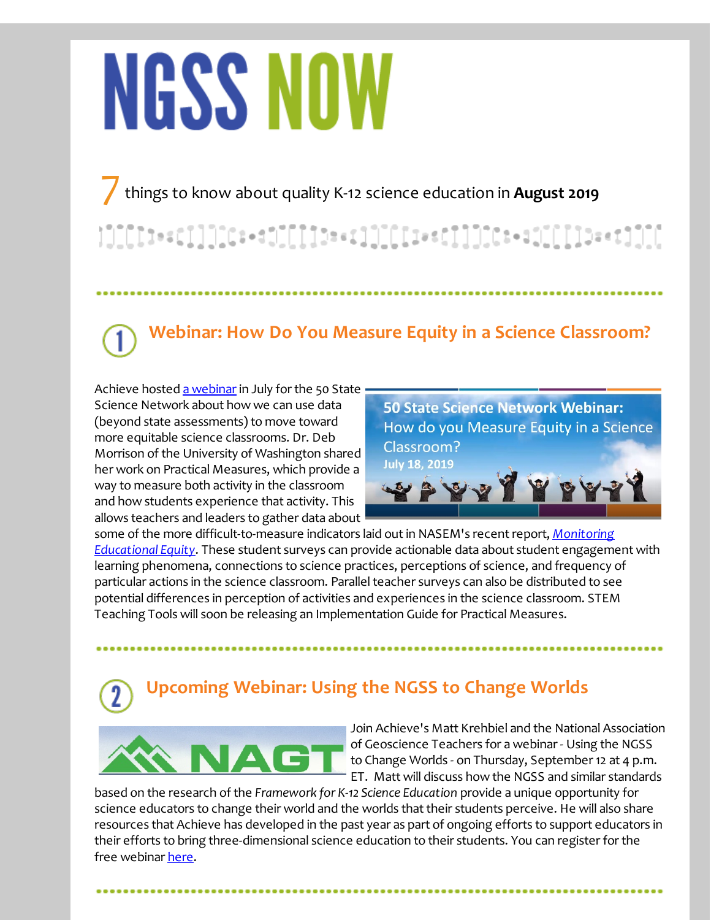# NGSS NOW

7 things to know about quality K-12 science education in **August 2019**

## 1 Webinar: How Do You Measure Equity in a Science Classroom?

Achieve hosted a webinar in July for the 50 State Science Network about how we can use data (beyond state assessments) to move toward more equitable science classrooms. Dr. Deb Morrison of the University of Washington shared her work on Practical Measures, which provide a way to measure both activity in the classroom and how students experience that activity. This allows teachers and leaders to gather data about some of the more difficult-to-measure indicators laid out in NASEM's recent report, *Monitoring Educational Equity*. These student surveys can provide actionable data about student engagement with learning phenomena, connections to science practices, perceptions of science, and frequency of particular actions in the science classroom. Parallel teacher surveys can also be distributed to see potential differences in perception of activities and experiences in the science classroom. STEM Teaching Tools will soon be releasing an Implementation Guide for Practical Measures.

## 2 Upcoming Webinar: Using the NGSS to Change Worlds

Join Achieve's Matt Krehbiel and the National Association of Geoscience Teachers for a webinar - Using the NGSS to Change Worlds - on Thursday, September 12 at 4 p.m. ET. Matt will discuss how the NGSS and similar standards based on the research of the *Framework for K-12 Science Education* provide a unique opportunity for science educators to change their world and the worlds that their students perceive. He will also share resources that Achieve has developed in the past year as part of ongoing efforts to support educators in their efforts to bring three-dimensional science education to their students. You can register for the free webinar here.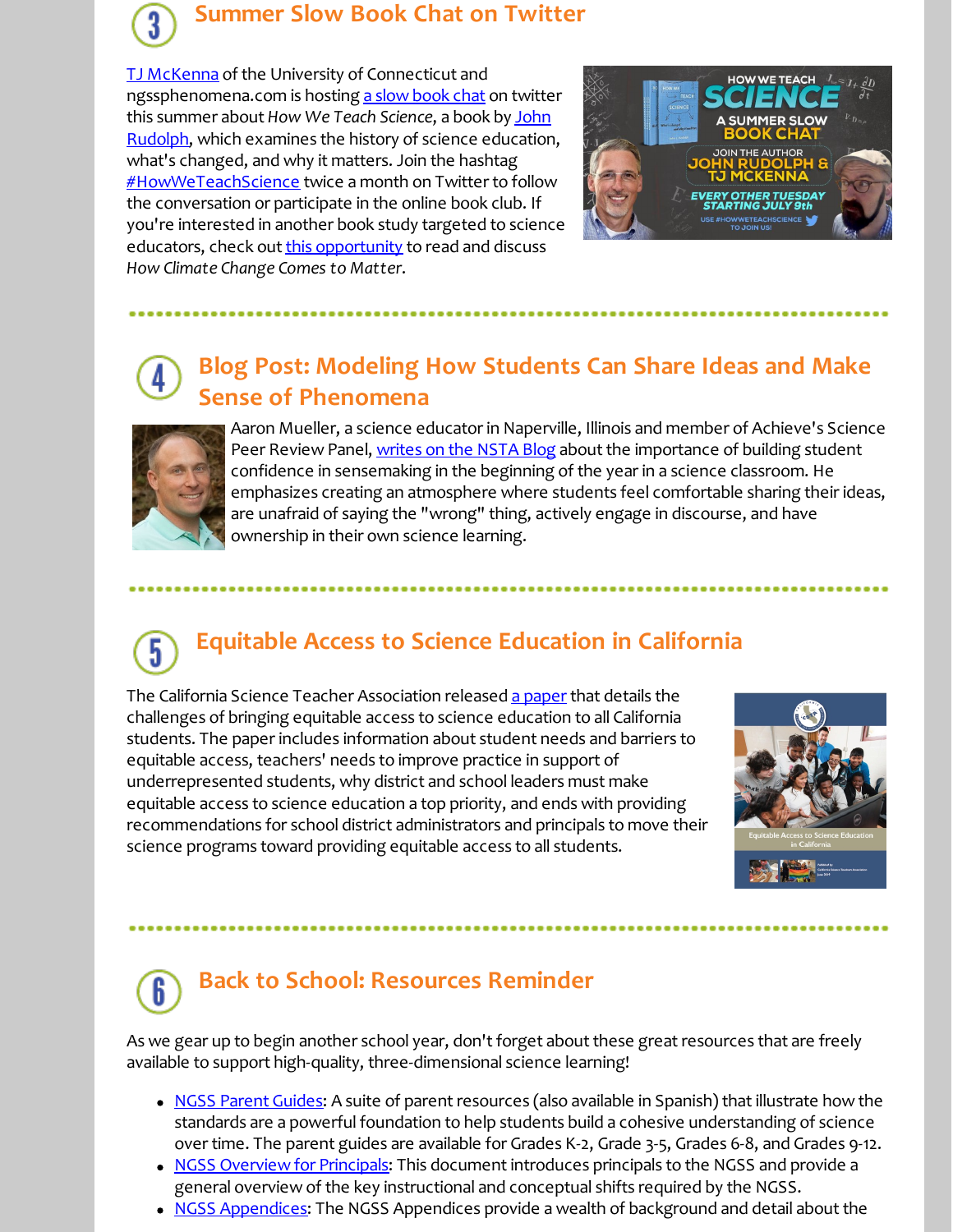## 3 Summer Slow Book Chat on Twitter

TJ McKenna of the University of Connecticut and ngssphenomena.com is hosting a slow book chat on twitter this summer about *How We Teach Science*, a book by John Rudolph, which examines the history of science education, what's changed, and why it matters. Join the hashtag #HowWeTeachScience twice a month on Twitter to follow the conversation or participate in the online book club. If you're interested in another book study targeted to science educators, check out this opportunity to read and discuss *How Climate Change Comes to Matter*.

## 4 Blog Post: Modeling How Students Can Share Ideas and Make Sense of Phenomena

Aaron Mueller, a science educator in Naperville, Illinois and member of Achieve's Science Peer Review Panel, writes on the NSTA Blog about the importance of building student confidence in sensemaking in the beginning of the year in a science classroom. He emphasizes creating an atmosphere where students feel comfortable sharing their ideas, are unafraid of saying the "wrong" thing, actively engage in discourse, and have ownership in their own science learning.

## 5 Equitable Access to Science Education in California

The California Science Teacher Association released a paper that details the challenges of bringing equitable access to science education to all California students. The paper includes information about student needs and barriers to equitable access, teachers' needs to improve practice in support of underrepresented students, why district and school leaders must make equitable access to science education a top priority, and ends with providing recommendations for school district administrators and principals to move their science programs toward providing equitable access to all students.

## 6 Back to School: Resources Reminder

As we gear up to begin another school year, don't forget about these great resources that are freely available to support high-quality, three-dimensional science learning!

- NGSS Parent Guides: A suite of parent resources (also available in Spanish) that illustrate how the standards are a powerful foundation to help students build a cohesive understanding of science over time. The parent guides are available for Grades K-2, Grade 3-5, Grades 6-8, and Grades 9-12.
- NGSS Overview for Principals: This document introduces principals to the NGSS and provide a general overview of the key instructional and conceptual shifts required by the NGSS.
- NGSS Appendices: The NGSS Appendices provide a wealth of background and detail about the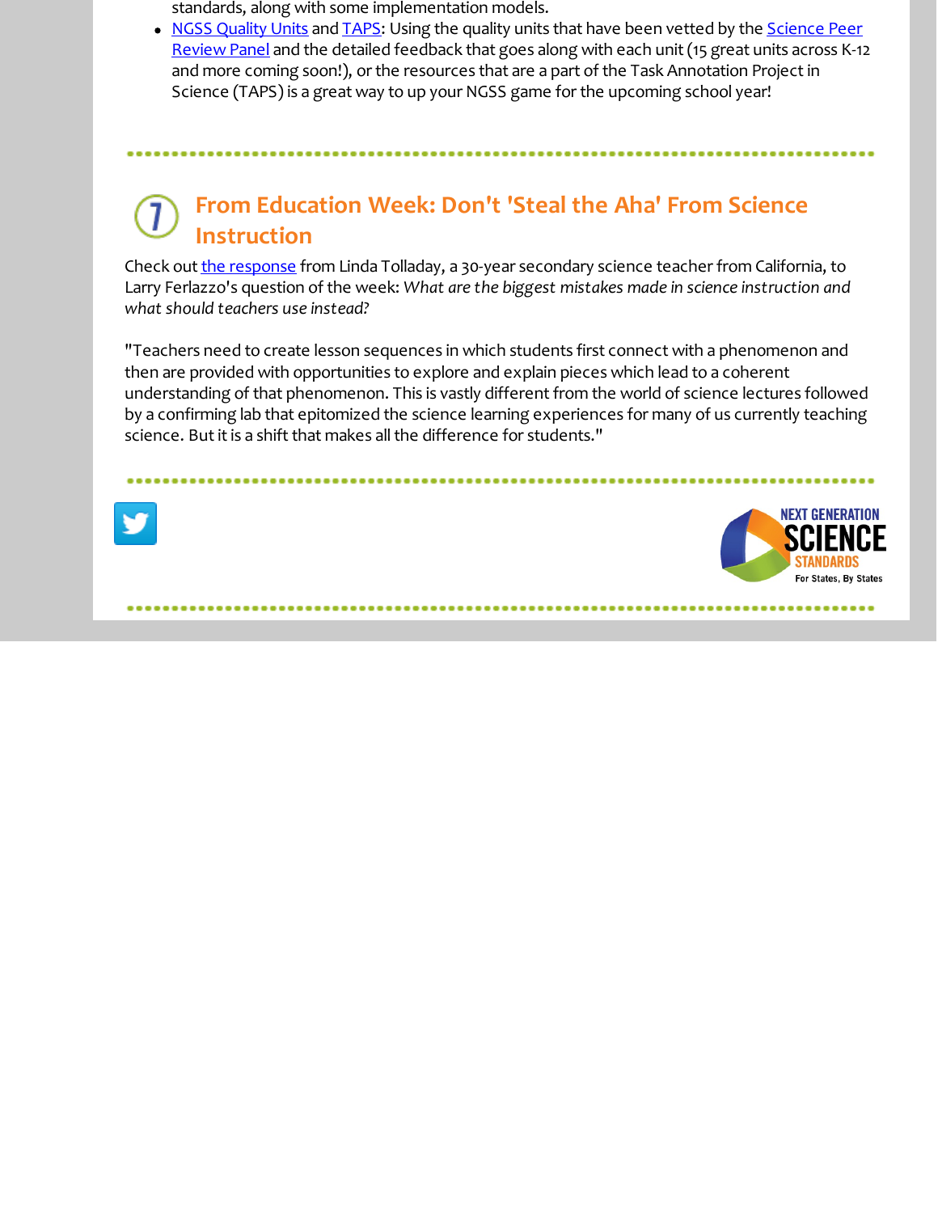standards, along with some implementation models.

- NGSS Quality Units and TAPS: Using the quality units that have been vetted by the Science Peer Review Panel and the detailed feedback that goes along with each unit (15 great units across K-12 and more coming soon!), or the resources that are a part of the Task Annotation Project in Science (TAPS) is a great way to up your NGSS game for the upcoming school year!

## 7 From Education Week: Don't 'Steal the Aha' From Science Instruction

Check out the response from Linda Tolladay, a 30-year secondary science teacher from California, to Larry Ferlazzo's question of the week: *What are the biggest mistakes made in science instruction and what should teachers use instead?*

"Teachers need to create lesson sequences in which students first connect with a phenomenon and then are provided with opportunities to explore and explain pieces which lead to a coherent understanding of that phenomenon. This is vastly different from the world of science lectures followed by a confirming lab that epitomized the science learning experiences for many of us currently teaching science. But it is a shift that makes all the difference for students."

NEXT GENERATION SCIENCE STANDARDS For States, By States